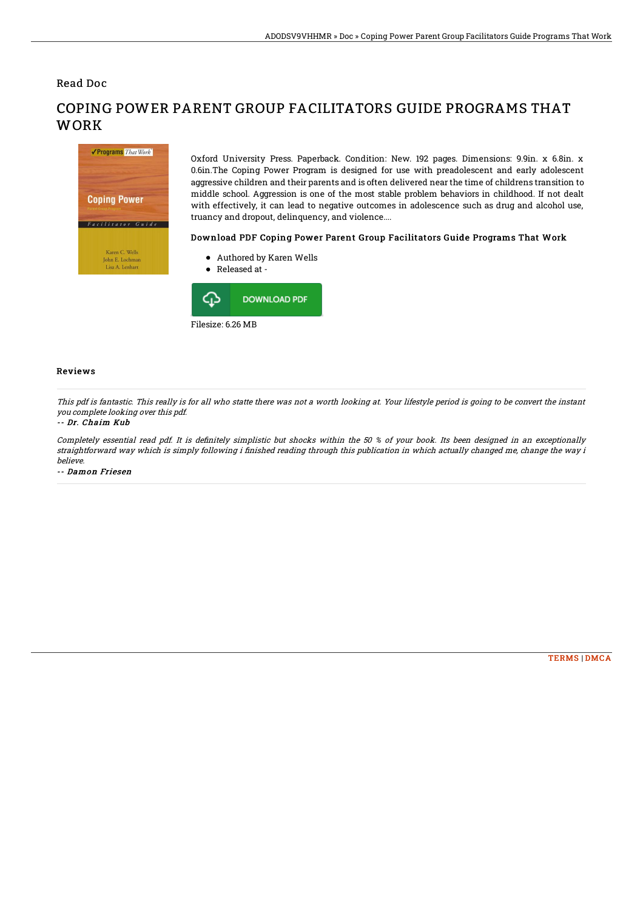Read Doc

# COPING POWER PARENT GROUP FACILITATORS GUIDE PROGRAMS THAT WORK

Oxford University Press. Paperback. Condition: New. 192 pages. Dimensions: 9.9in. x 6.8in. x 0.6in.The Coping Power Program is designed for use with preadolescent and early adolescent aggressive children and their parents and is often delivered near the time of childrens transition to middle school. Aggression is one of the most stable problem behaviors in childhood. If not dealt with effectively, it can lead to negative outcomes in adolescence such as drug and alcohol use, truancy and dropout, delinquency, and violence....

### Download PDF Coping Power Parent Group Facilitators Guide Programs That Work

- Authored by Karen Wells
- Released at -

DOWNLOAD PDF

Filesize: 6.26 MB

## Reviews

*This pdf is fantastic. This really is for all who statte there was not a worth looking at. Your lifestyle period is going to be convert the instant you complete looking over this pdf.*

*-- Dr. Chaim Kub*

*Completely essential read pdf. It is definitely simplistic but shocks within the 50 % of your book. Its been designed in an exceptionally straightforward way which is simply following i finished reading through this publication in which actually changed me, change the way i believe.*

*-- Damon Friesen*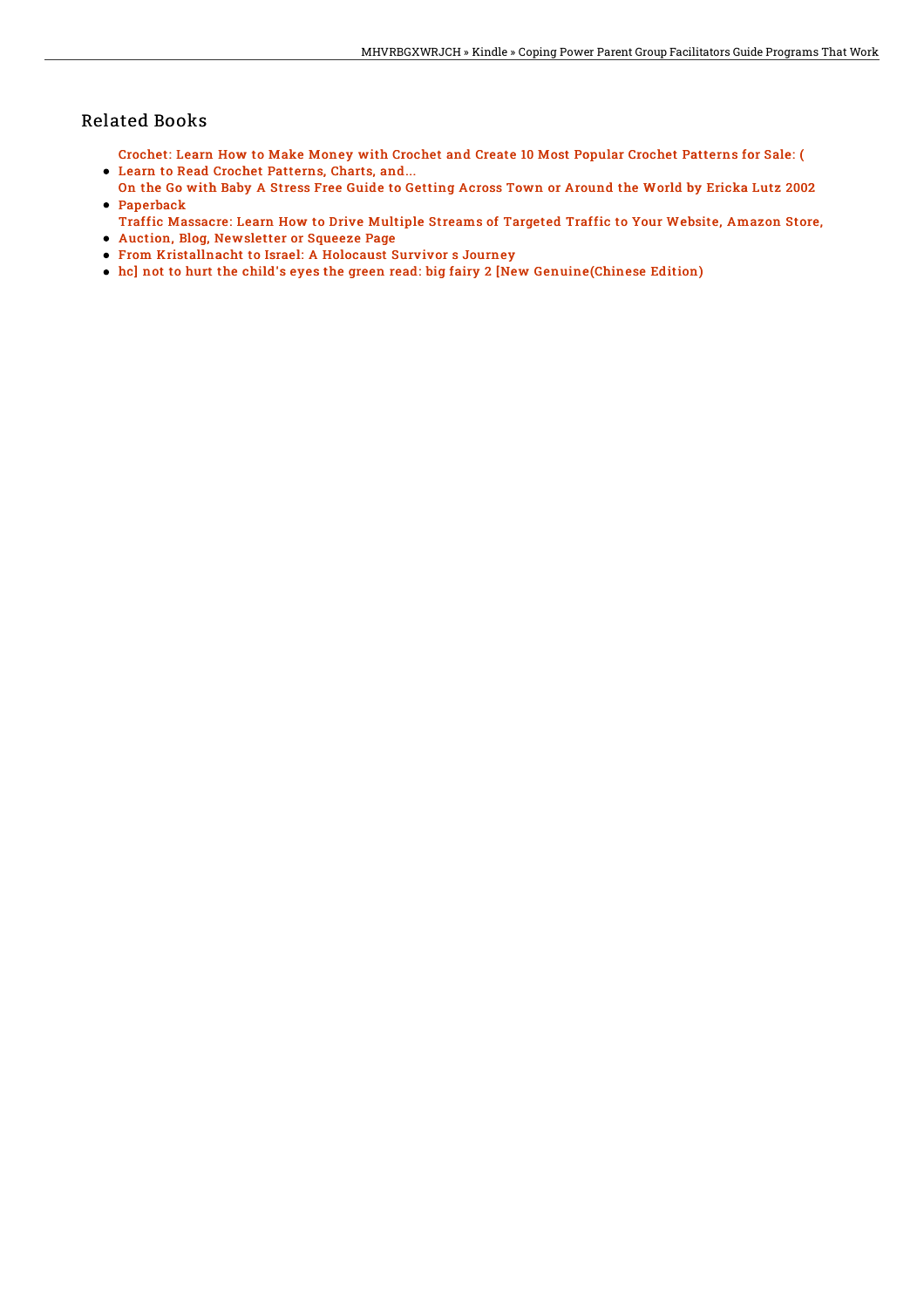## Related Books

- Crochet: Learn How to Make Money with Crochet and Create 10 Most Popular Crochet Patterns for Sale: ( Learn to Read Crochet Patterns, Charts, and...
- On the Go with Baby A Stress Free Guide to Getting Across Town or Around the World by Ericka Lutz 2002 Paperback
- Traffic Massacre: Learn How to Drive Multiple Streams of Targeted Traffic to Your Website, Amazon Store, Auction, Blog, Newsletter or Squeeze Page
- From Kristallnacht to Israel: A Holocaust Survivor s Journey
- hc] not to hurt the child's eyes the green read: big fairy 2 [New Genuine(Chinese Edition)